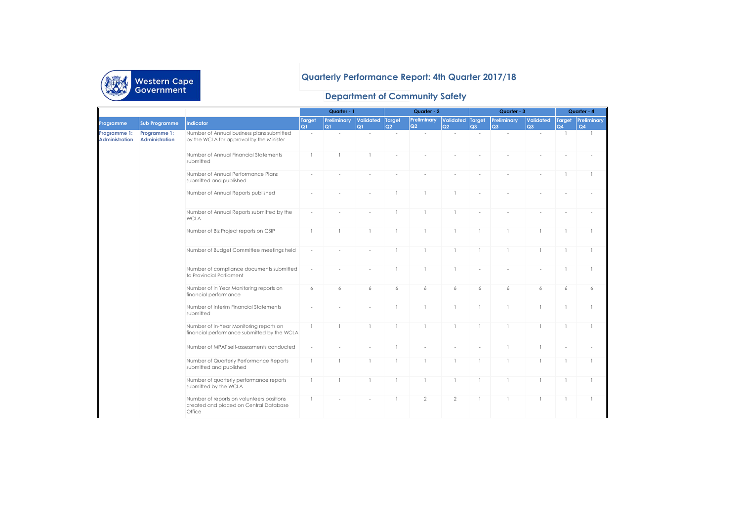Western Cape Government

# Quarterly Performance Report: 4th Quarter 2017/18

## Department of Community Safety

| | | | Quarter - 1 | | | Quarter - 2 | | | Quarter - 3 | | | Quarter - 4 | |
|---|---|---|---|---|---|---|---|---|---|---|---|---|---|
| **Programme** | **Sub Programme** | **Indicator** | **Target Q1** | **Preliminary Q1** | **Validated Q1** | **Target Q2** | **Preliminary Q2** | **Validated Q2** | **Target Q3** | **Preliminary Q3** | **Validated Q3** | **Target Q4** | **Preliminary Q4** |
| **Programme 1: Administration** | **Programme 1: Administration** | Number of Annual business plans submitted by the WCLA for approval by the Minister | - | - | - | - | - | - | - | - | - | 1 | 1 |
| | | Number of Annual Financial Statements submitted | 1 | 1 | 1 | - | - | - | - | - | - | - | - |
| | | Number of Annual Performance Plans submitted and published | - | - | - | - | - | - | - | - | - | 1 | 1 |
| | | Number of Annual Reports published | - | - | - | 1 | 1 | 1 | - | - | - | - | - |
| | | Number of Annual Reports submitted by the WCLA | - | - | - | 1 | 1 | 1 | - | - | - | - | - |
| | | Number of Biz Project reports on CSIP | 1 | 1 | 1 | 1 | 1 | 1 | 1 | 1 | 1 | 1 | 1 |
| | | Number of Budget Committee meetings held | - | - | - | 1 | 1 | 1 | 1 | 1 | 1 | 1 | 1 |
| | | Number of compliance documents submitted to Provincial Parliament | - | - | - | 1 | 1 | 1 | - | - | - | 1 | 1 |
| | | Number of in Year Monitoring reports on financial performance | 6 | 6 | 6 | 6 | 6 | 6 | 6 | 6 | 6 | 6 | 6 |
| | | Number of Interim Financial Statements submitted | - | - | - | 1 | 1 | 1 | 1 | 1 | 1 | 1 | 1 |
| | | Number of In-Year Monitoring reports on financial performance submitted by the WCLA | 1 | 1 | 1 | 1 | 1 | 1 | 1 | 1 | 1 | 1 | 1 |
| | | Number of MPAT self-assessments conducted | - | - | - | 1 | - | - | - | 1 | 1 | - | - |
| | | Number of Quarterly Performance Reports submitted and published | 1 | 1 | 1 | 1 | 1 | 1 | 1 | 1 | 1 | 1 | 1 |
| | | Number of quarterly performance reports submitted by the WCLA | 1 | 1 | 1 | 1 | 1 | 1 | 1 | 1 | 1 | 1 | 1 |
| | | Number of reports on volunteers positions created and placed on Central Database Office | 1 | - | - | 1 | 2 | 2 | 1 | 1 | 1 | 1 | 1 |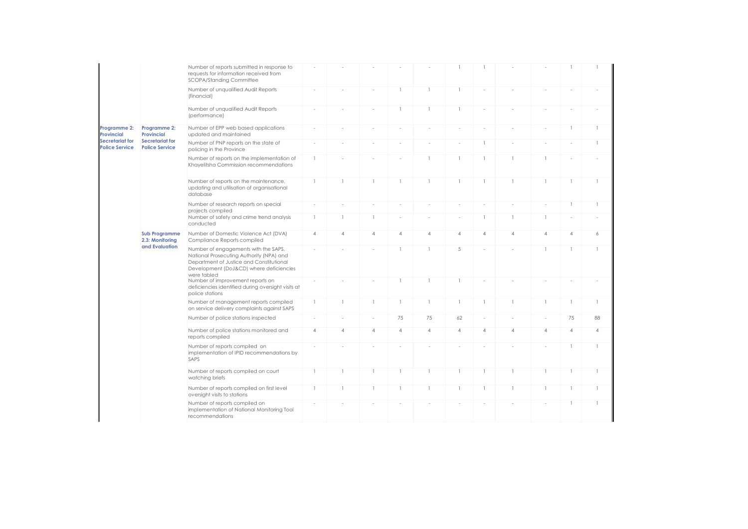| | | | | | | | | | | | | | |
|---|---|---|---|---|---|---|---|---|---|---|---|---|---|
| | | Number of reports submitted in response to requests for information received from SCOPA/Standing Committee | - | - | - | - | - | 1 | 1 | - | - | 1 | 1 |
| | | Number of unqualified Audit Reports (financial) | - | - | - | 1 | 1 | 1 | - | - | - | - | - |
| | | Number of unqualified Audit Reports (performance) | - | - | - | 1 | 1 | 1 | - | - | - | - | - |
| **Programme 2: Provincial Secretariat for Police Service** | **Programme 2: Provincial Secretariat for Police Service** | Number of EPP web based applications updated and maintained | - | - | - | - | - | - | - | - | - | 1 | 1 |
| | | Number of PNP reports on the state of policing in the Province | - | - | - | - | - | - | 1 | - | - | - | 1 |
| | | Number of reports on the implementation of Khayelitsha Commission recommendations | 1 | - | - | - | 1 | 1 | 1 | 1 | 1 | - | - |
| | | Number of reports on the maintenance, updating and utilisation of organisational database | 1 | 1 | 1 | 1 | 1 | 1 | 1 | 1 | 1 | 1 | 1 |
| | | Number of research reports on special projects compiled | - | - | - | - | - | - | - | - | - | 1 | 1 |
| | | Number of safety and crime trend analysis conducted | 1 | 1 | 1 | - | - | - | 1 | 1 | 1 | - | - |
| | **Sub Programme 2.3: Monitoring and Evaluation** | Number of Domestic Violence Act (DVA) Compliance Reports compiled | 4 | 4 | 4 | 4 | 4 | 4 | 4 | 4 | 4 | 4 | 6 |
| | | Number of engagements with the SAPS, National Prosecuting Authority (NPA) and Department of Justice and Constitutional Development (DoJ&CD) where deficiencies were tabled | - | - | - | 1 | 1 | 5 | - | - | 1 | 1 | 1 |
| | | Number of improvement reports on deficiencies identified during oversight visits at police stations | - | - | - | 1 | 1 | 1 | - | - | - | - | - |
| | | Number of management reports compiled on service delivery complaints against SAPS | 1 | 1 | 1 | 1 | 1 | 1 | 1 | 1 | 1 | 1 | 1 |
| | | Number of police stations inspected | - | - | - | 75 | 75 | 62 | - | - | - | 75 | 88 |
| | | Number of police stations monitored and reports compiled | 4 | 4 | 4 | 4 | 4 | 4 | 4 | 4 | 4 | 4 | 4 |
| | | Number of reports compiled on implementation of IPID recommendations by SAPS | - | - | - | - | - | - | - | - | - | 1 | 1 |
| | | Number of reports compiled on court watching briefs | 1 | 1 | 1 | 1 | 1 | 1 | 1 | 1 | 1 | 1 | 1 |
| | | Number of reports compiled on first level oversight visits to stations | 1 | 1 | 1 | 1 | 1 | 1 | 1 | 1 | 1 | 1 | 1 |
| | | Number of reports compiled on implementation of National Monitoring Tool recommendations | - | - | - | - | - | - | - | - | - | 1 | 1 |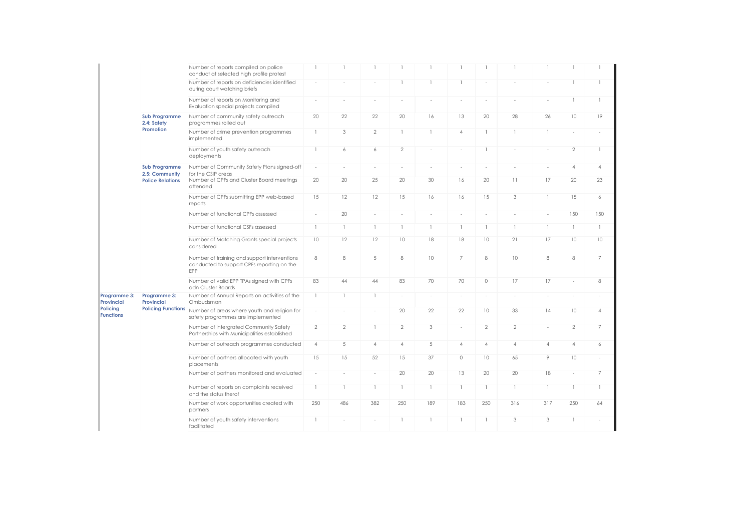| | | | | | | | | | | | | | |
|---|---|---|---|---|---|---|---|---|---|---|---|---|---|
| | | Number of reports compiled on police conduct at selected high profile protest | 1 | 1 | 1 | 1 | 1 | 1 | 1 | 1 | 1 | 1 | 1 |
| | | Number of reports on deficiencies identified during court watching briefs | - | - | - | 1 | 1 | 1 | - | - | - | 1 | 1 |
| | | Number of reports on Monitoring and Evaluation special projects compiled | - | - | - | - | - | - | - | - | - | 1 | 1 |
| | Sub Programme 2.4: Safety Promotion | Number of community safety outreach programmes rolled out | 20 | 22 | 22 | 20 | 16 | 13 | 20 | 28 | 26 | 10 | 19 |
| | | Number of crime prevention programmes implemented | 1 | 3 | 2 | 1 | 1 | 4 | 1 | 1 | 1 | - | - |
| | | Number of youth safety outreach deployments | 1 | 6 | 6 | 2 | - | - | 1 | - | - | 2 | 1 |
| | Sub Programme 2.5: Community Police Relations | Number of Community Safety Plans signed-off for the CSIP areas | - | - | - | - | - | - | - | - | - | 4 | 4 |
| | | Number of CPFs and Cluster Board meetings attended | 20 | 20 | 25 | 20 | 30 | 16 | 20 | 11 | 17 | 20 | 23 |
| | | Number of CPFs submitting EPP web-based reports | 15 | 12 | 12 | 15 | 16 | 16 | 15 | 3 | 1 | 15 | 6 |
| | | Number of functional CPFs assessed | - | 20 | - | - | - | - | - | - | - | 150 | 150 |
| | | Number of functional CSFs assessed | 1 | 1 | 1 | 1 | 1 | 1 | 1 | 1 | 1 | 1 | 1 |
| | | Number of Matching Grants special projects considered | 10 | 12 | 12 | 10 | 18 | 18 | 10 | 21 | 17 | 10 | 10 |
| | | Number of training and support interventions conducted to support CPFs reporting on the EPP | 8 | 8 | 5 | 8 | 10 | 7 | 8 | 10 | 8 | 8 | 7 |
| | | Number of valid EPP TPAs signed with CPFs adn Cluster Boards | 83 | 44 | 44 | 83 | 70 | 70 | 0 | 17 | 17 | - | 8 |
| Programme 3: Provincial Policing Functions | Programme 3: Provincial Policing Functions | Number of Annual Reports on activities of the Ombudsman | 1 | 1 | 1 | - | - | - | - | - | - | - | - |
| | | Number of areas where youth and religion for safety programmes are implemented | - | - | - | 20 | 22 | 22 | 10 | 33 | 14 | 10 | 4 |
| | | Number of intergrated Community Safety Partnerships with Municipalities established | 2 | 2 | 1 | 2 | 3 | - | 2 | 2 | - | 2 | 7 |
| | | Number of outreach programmes conducted | 4 | 5 | 4 | 4 | 5 | 4 | 4 | 4 | 4 | 4 | 6 |
| | | Number of partners allocated with youth placements | 15 | 15 | 52 | 15 | 37 | 0 | 10 | 65 | 9 | 10 | - |
| | | Number of partners monitored and evaluated | - | - | - | 20 | 20 | 13 | 20 | 20 | 18 | - | 7 |
| | | Number of reports on complaints received and the status therof | 1 | 1 | 1 | 1 | 1 | 1 | 1 | 1 | 1 | 1 | 1 |
| | | Number of work opportunities created with partners | 250 | 486 | 382 | 250 | 189 | 183 | 250 | 316 | 317 | 250 | 64 |
| | | Number of youth safety interventions facilitated | 1 | - | - | 1 | 1 | 1 | 1 | 3 | 3 | 1 | - |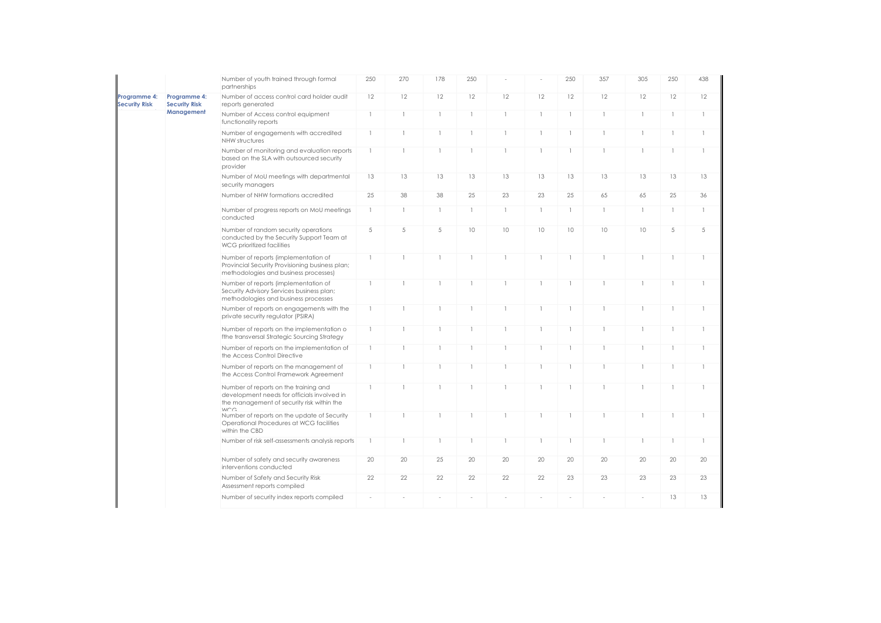|  |  |  |  |  |  |  |  |  |  |  |  |  |  |
|---|---|---|---|---|---|---|---|---|---|---|---|---|---|
|  |  | Number of youth trained through formal partnerships | 250 | 270 | 178 | 250 | - | - | 250 | 357 | 305 | 250 | 438 |
| Programme 4: Security Risk | Programme 4: Security Risk Management | Number of access control card holder audit reports generated | 12 | 12 | 12 | 12 | 12 | 12 | 12 | 12 | 12 | 12 | 12 |
|  |  | Number of Access control equipment functionality reports | 1 | 1 | 1 | 1 | 1 | 1 | 1 | 1 | 1 | 1 | 1 |
|  |  | Number of engagements with accredited NHW structures | 1 | 1 | 1 | 1 | 1 | 1 | 1 | 1 | 1 | 1 | 1 |
|  |  | Number of monitoring and evaluation reports based on the SLA with outsourced security provider | 1 | 1 | 1 | 1 | 1 | 1 | 1 | 1 | 1 | 1 | 1 |
|  |  | Number of MoU meetings with departmental security managers | 13 | 13 | 13 | 13 | 13 | 13 | 13 | 13 | 13 | 13 | 13 |
|  |  | Number of NHW formations accredited | 25 | 38 | 38 | 25 | 23 | 23 | 25 | 65 | 65 | 25 | 36 |
|  |  | Number of progress reports on MoU meetings conducted | 1 | 1 | 1 | 1 | 1 | 1 | 1 | 1 | 1 | 1 | 1 |
|  |  | Number of random security operations conducted by the Security Support Team at WCG prioritized facilities | 5 | 5 | 5 | 10 | 10 | 10 | 10 | 10 | 10 | 5 | 5 |
|  |  | Number of reports (implementation of Provincial Security Provisioning business plan; methodologies and business processes) | 1 | 1 | 1 | 1 | 1 | 1 | 1 | 1 | 1 | 1 | 1 |
|  |  | Number of reports (implementation of Security Advisory Services business plan; methodologies and business processes | 1 | 1 | 1 | 1 | 1 | 1 | 1 | 1 | 1 | 1 | 1 |
|  |  | Number of reports on engagements with the private security regulator (PSIRA) | 1 | 1 | 1 | 1 | 1 | 1 | 1 | 1 | 1 | 1 | 1 |
|  |  | Number of reports on the implementation o fthe transversal Strategic Sourcing Strategy | 1 | 1 | 1 | 1 | 1 | 1 | 1 | 1 | 1 | 1 | 1 |
|  |  | Number of reports on the implementation of the Access Control Directive | 1 | 1 | 1 | 1 | 1 | 1 | 1 | 1 | 1 | 1 | 1 |
|  |  | Number of reports on the management of the Access Control Framework Agreement | 1 | 1 | 1 | 1 | 1 | 1 | 1 | 1 | 1 | 1 | 1 |
|  |  | Number of reports on the training and development needs for officials involved in the management of security risk within the WCG | 1 | 1 | 1 | 1 | 1 | 1 | 1 | 1 | 1 | 1 | 1 |
|  |  | Number of reports on the update of Security Operational Procedures at WCG facilities within the CBD | 1 | 1 | 1 | 1 | 1 | 1 | 1 | 1 | 1 | 1 | 1 |
|  |  | Number of risk self-assessments analysis reports | 1 | 1 | 1 | 1 | 1 | 1 | 1 | 1 | 1 | 1 | 1 |
|  |  | Number of safety and security awareness interventions conducted | 20 | 20 | 25 | 20 | 20 | 20 | 20 | 20 | 20 | 20 | 20 |
|  |  | Number of Safety and Security Risk Assessment reports compiled | 22 | 22 | 22 | 22 | 22 | 22 | 23 | 23 | 23 | 23 | 23 |
|  |  | Number of security index reports compiled | - | - | - | - | - | - | - | - | - | 13 | 13 |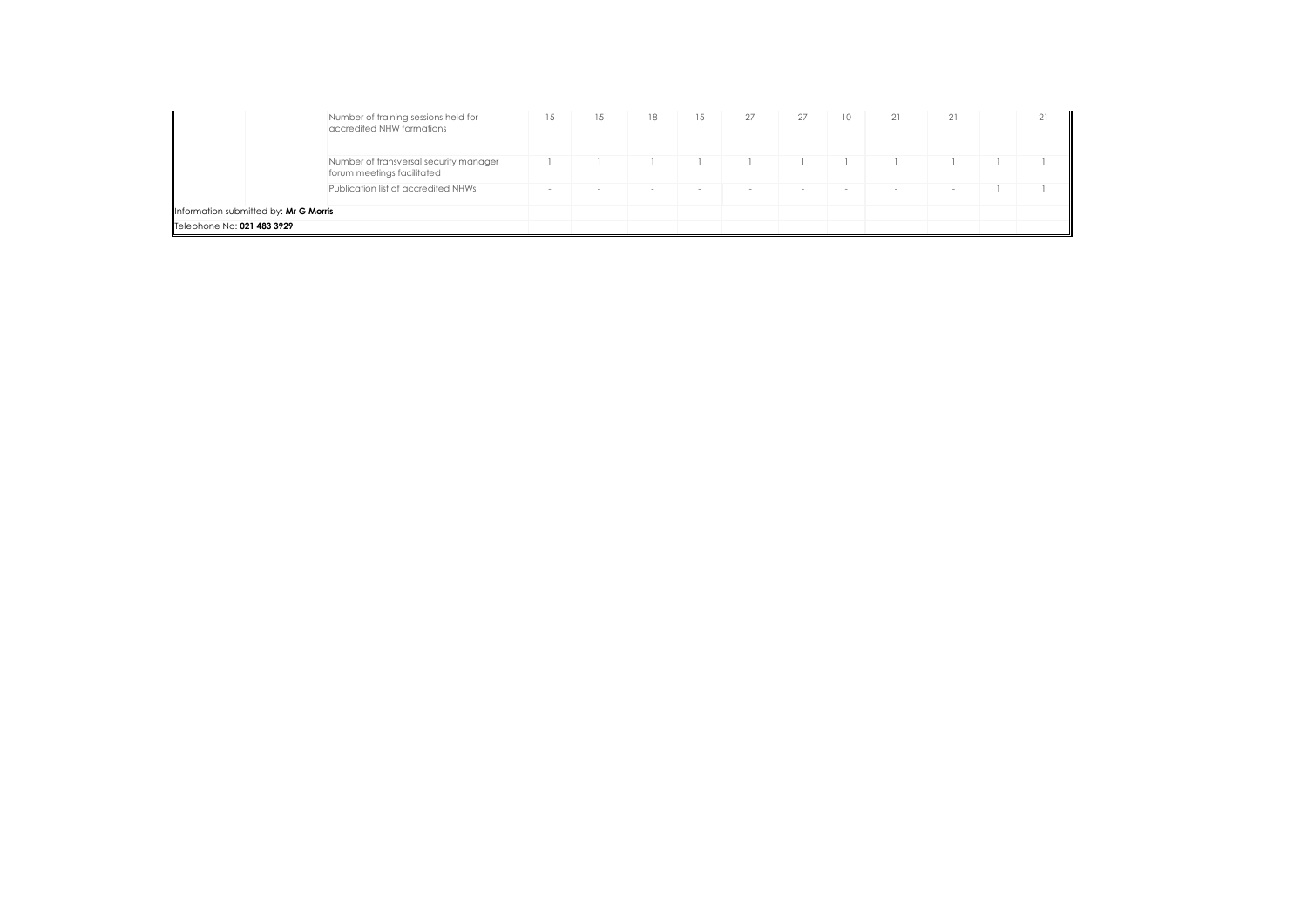| | | | | | | | | | | | | | |
|---|---|---|---|---|---|---|---|---|---|---|---|---|---|
| | | Number of training sessions held for accredited NHW formations | 15 | 15 | 18 | 15 | 27 | 27 | 10 | 21 | 21 | - | 21 |
| | | Number of transversal security manager forum meetings facilitated | 1 | 1 | 1 | 1 | 1 | 1 | 1 | 1 | 1 | 1 | 1 |
| | | Publication list of accredited NHWs | - | - | - | - | - | - | - | - | - | 1 | 1 |
| Information submitted by: **Mr G Morris** | | | | | | | | | | | | | |
| Telephone No: **021 483 3929** | | | | | | | | | | | | | |